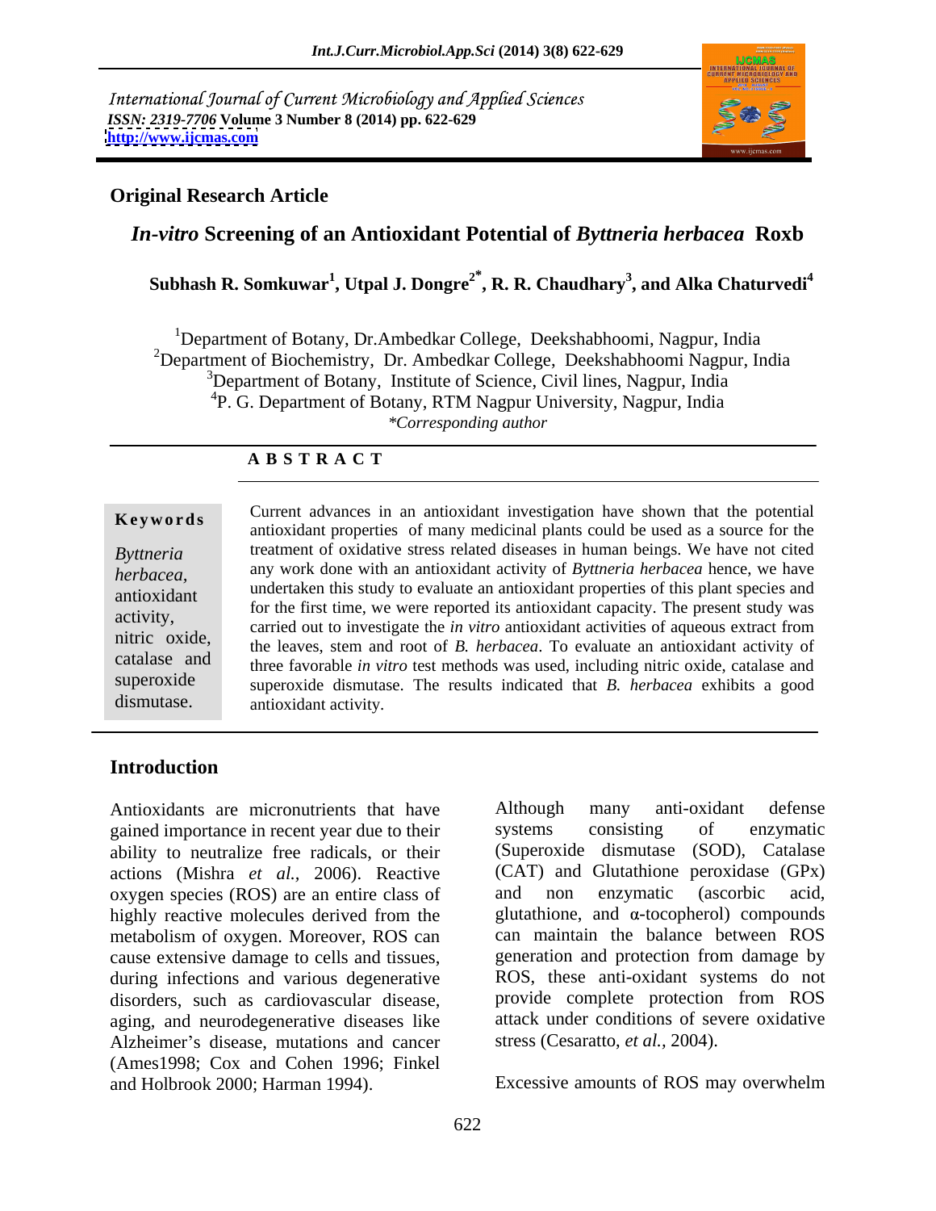International Journal of Current Microbiology and Applied Sciences
*ISSN: 2319-7706* **Volume 3 Number 8 (2014) pp. 622-629**
**http://www.ijcmas.com**

**Original Research Article**

# *In-vitro* Screening of an Antioxidant Potential of *Byttneria herbacea* Roxb

**Subhash R. Somkuwar[1], Utpal J. Dongre[2*], R. R. Chaudhary[3], and Alka Chaturvedi[4]**

[1]Department of Botany, Dr.Ambedkar College, Deekshabhoomi, Nagpur, India
[2]Department of Biochemistry, Dr. Ambedkar College, Deekshabhoomi Nagpur, India
[3]Department of Botany, Institute of Science, Civil lines, Nagpur, India
[4]P. G. Department of Botany, RTM Nagpur University, Nagpur, India
*\*Corresponding author*

**A B S T R A C T**

**Keywords**

*Byttneria herbacea*, antioxidant activity, nitric oxide, catalase and superoxide dismutase.

Current advances in an antioxidant investigation have shown that the potential antioxidant properties of many medicinal plants could be used as a source for the treatment of oxidative stress related diseases in human beings. We have not cited any work done with an antioxidant activity of *Byttneria herbacea* hence, we have undertaken this study to evaluate an antioxidant properties of this plant species and for the first time, we were reported its antioxidant capacity. The present study was carried out to investigate the *in vitro* antioxidant activities of aqueous extract from the leaves, stem and root of *B. herbacea*. To evaluate an antioxidant activity of three favorable *in vitro* test methods was used, including nitric oxide, catalase and superoxide dismutase. The results indicated that *B. herbacea* exhibits a good antioxidant activity.

## Introduction

Antioxidants are micronutrients that have gained importance in recent year due to their ability to neutralize free radicals, or their actions (Mishra *et al.,* 2006). Reactive oxygen species (ROS) are an entire class of highly reactive molecules derived from the metabolism of oxygen. Moreover, ROS can cause extensive damage to cells and tissues, during infections and various degenerative disorders, such as cardiovascular disease, aging, and neurodegenerative diseases like Alzheimer's disease, mutations and cancer (Ames1998; Cox and Cohen 1996; Finkel and Holbrook 2000; Harman 1994).

Although many anti-oxidant defense systems consisting of enzymatic (Superoxide dismutase (SOD), Catalase (CAT) and Glutathione peroxidase (GPx) and non enzymatic (ascorbic acid, glutathione, and α-tocopherol) compounds can maintain the balance between ROS generation and protection from damage by ROS, these anti-oxidant systems do not provide complete protection from ROS attack under conditions of severe oxidative stress (Cesaratto, *et al.,* 2004).

Excessive amounts of ROS may overwhelm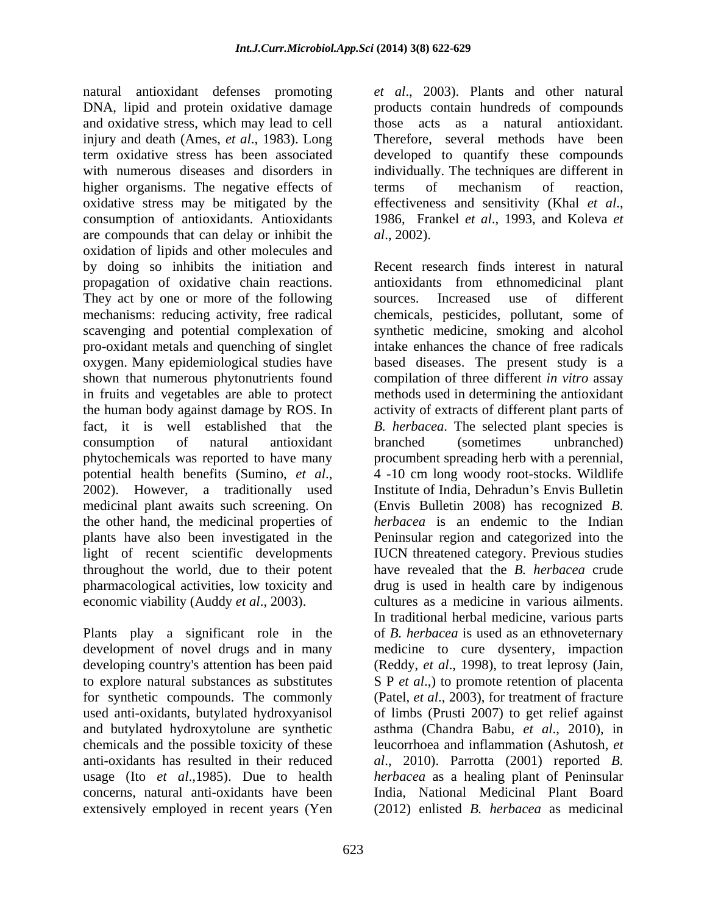natural antioxidant defenses promoting DNA, lipid and protein oxidative damage and oxidative stress, which may lead to cell injury and death (Ames, *et al*., 1983). Long term oxidative stress has been associated with numerous diseases and disorders in higher organisms. The negative effects of oxidative stress may be mitigated by the consumption of antioxidants. Antioxidants are compounds that can delay or inhibit the oxidation of lipids and other molecules and by doing so inhibits the initiation and propagation of oxidative chain reactions. They act by one or more of the following mechanisms: reducing activity, free radical scavenging and potential complexation of pro-oxidant metals and quenching of singlet oxygen. Many epidemiological studies have shown that numerous phytonutrients found in fruits and vegetables are able to protect the human body against damage by ROS. In fact, it is well established that the consumption of natural antioxidant phytochemicals was reported to have many potential health benefits (Sumino, *et al*., 2002). However, a traditionally used medicinal plant awaits such screening. On the other hand, the medicinal properties of plants have also been investigated in the light of recent scientific developments throughout the world, due to their potent pharmacological activities, low toxicity and economic viability (Auddy *et al*., 2003).

Plants play a significant role in the development of novel drugs and in many developing country's attention has been paid to explore natural substances as substitutes for synthetic compounds. The commonly used anti-oxidants, butylated hydroxyanisol and butylated hydroxytolune are synthetic chemicals and the possible toxicity of these anti-oxidants has resulted in their reduced usage (Ito *et al*.,1985). Due to health concerns, natural anti-oxidants have been extensively employed in recent years (Yen *et al*., 2003). Plants and other natural products contain hundreds of compounds those acts as a natural antioxidant. Therefore, several methods have been developed to quantify these compounds individually. The techniques are different in terms of mechanism of reaction, effectiveness and sensitivity (Khal *et al*., 1986, Frankel *et al*., 1993, and Koleva *et al*., 2002).

Recent research finds interest in natural antioxidants from ethnomedicinal plant sources. Increased use of different chemicals, pesticides, pollutant, some of synthetic medicine, smoking and alcohol intake enhances the chance of free radicals based diseases. The present study is a compilation of three different *in vitro* assay methods used in determining the antioxidant activity of extracts of different plant parts of *B. herbacea*. The selected plant species is branched (sometimes unbranched) procumbent spreading herb with a perennial, 4 -10 cm long woody root-stocks. Wildlife Institute of India, Dehradun's Envis Bulletin (Envis Bulletin 2008) has recognized *B. herbacea* is an endemic to the Indian Peninsular region and categorized into the IUCN threatened category. Previous studies have revealed that the *B. herbacea* crude drug is used in health care by indigenous cultures as a medicine in various ailments. In traditional herbal medicine, various parts of *B. herbacea* is used as an ethnoveternary medicine to cure dysentery, impaction (Reddy, *et al*., 1998), to treat leprosy (Jain, S P *et al*.,) to promote retention of placenta (Patel, *et al*., 2003), for treatment of fracture of limbs (Prusti 2007) to get relief against asthma (Chandra Babu, *et al*., 2010), in leucorrhoea and inflammation (Ashutosh, *et al*., 2010). Parrotta (2001) reported *B. herbacea* as a healing plant of Peninsular India, National Medicinal Plant Board (2012) enlisted *B. herbacea* as medicinal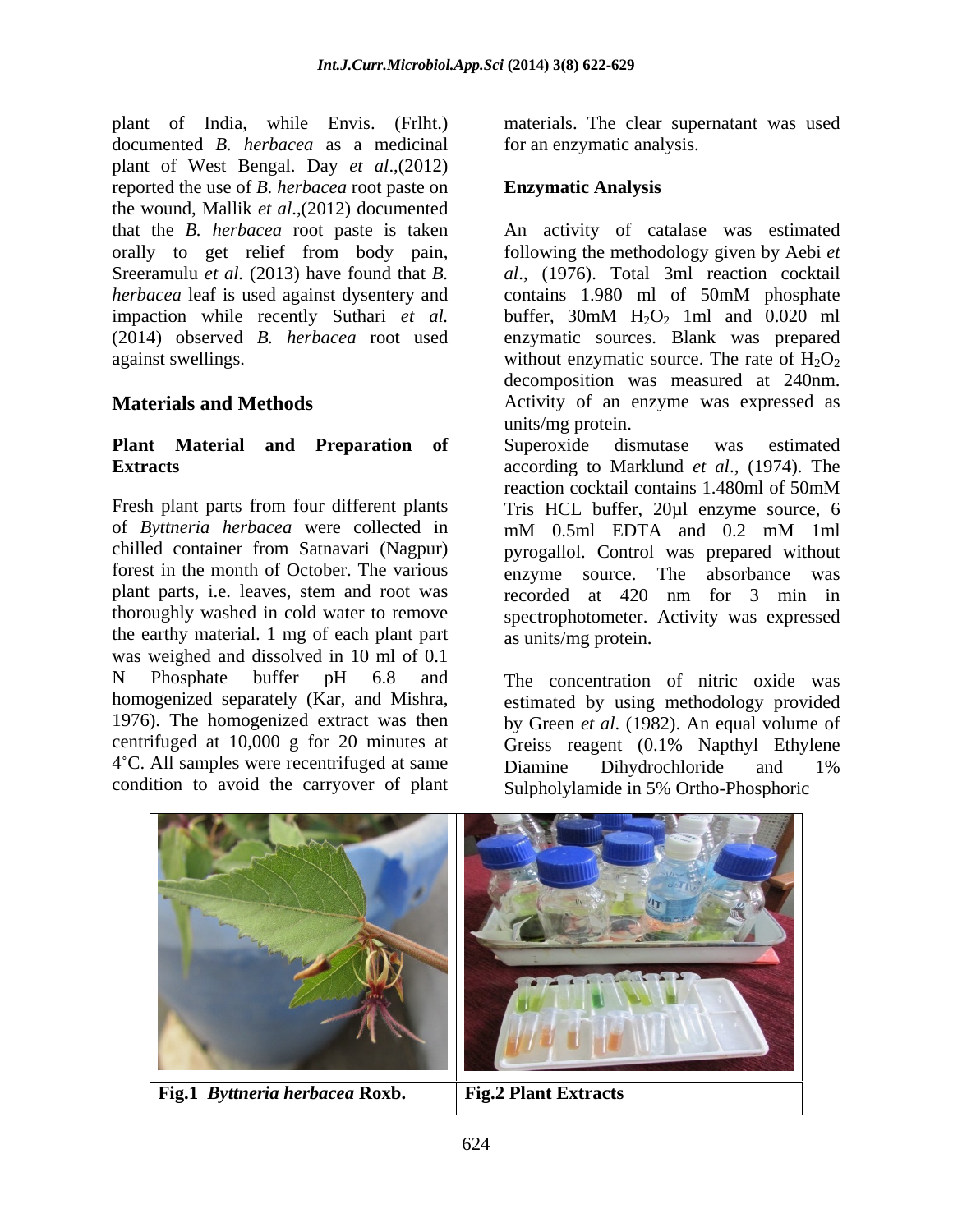plant of India, while Envis. (Frlht.) documented *B. herbacea* as a medicinal plant of West Bengal. Day *et al*.,(2012) reported the use of *B. herbacea* root paste on the wound, Mallik *et al*.,(2012) documented that the *B. herbacea* root paste is taken orally to get relief from body pain, Sreeramulu *et al.* (2013) have found that *B. herbacea* leaf is used against dysentery and impaction while recently Suthari *et al.* (2014) observed *B. herbacea* root used against swellings.

## Materials and Methods

### Plant Material and Preparation of Extracts

Fresh plant parts from four different plants of *Byttneria herbacea* were collected in chilled container from Satnavari (Nagpur) forest in the month of October. The various plant parts, i.e. leaves, stem and root was thoroughly washed in cold water to remove the earthy material. 1 mg of each plant part was weighed and dissolved in 10 ml of 0.1 N Phosphate buffer pH 6.8 and homogenized separately (Kar, and Mishra, 1976). The homogenized extract was then centrifuged at 10,000 g for 20 minutes at 4˚C. All samples were recentrifuged at same condition to avoid the carryover of plant materials. The clear supernatant was used for an enzymatic analysis.

### Enzymatic Analysis

An activity of catalase was estimated following the methodology given by Aebi *et al*., (1976). Total 3ml reaction cocktail contains 1.980 ml of 50mM phosphate buffer, 30mM $H_2O_2$ 1ml and 0.020 ml enzymatic sources. Blank was prepared without enzymatic source. The rate of $H_2O_2$ decomposition was measured at 240nm. Activity of an enzyme was expressed as units/mg protein.

Superoxide dismutase was estimated according to Marklund *et al*., (1974). The reaction cocktail contains 1.480ml of 50mM Tris HCL buffer, 20µl enzyme source, 6 mM 0.5ml EDTA and 0.2 mM 1ml pyrogallol. Control was prepared without enzyme source. The absorbance was recorded at 420 nm for 3 min in spectrophotometer. Activity was expressed as units/mg protein.

The concentration of nitric oxide was estimated by using methodology provided by Green *et al*. (1982). An equal volume of Greiss reagent (0.1% Napthyl Ethylene Diamine Dihydrochloride and 1% Sulpholylamide in 5% Ortho-Phosphoric

**Fig.1** ***Byttneria herbacea*** **Roxb.**

**Fig.2 Plant Extracts**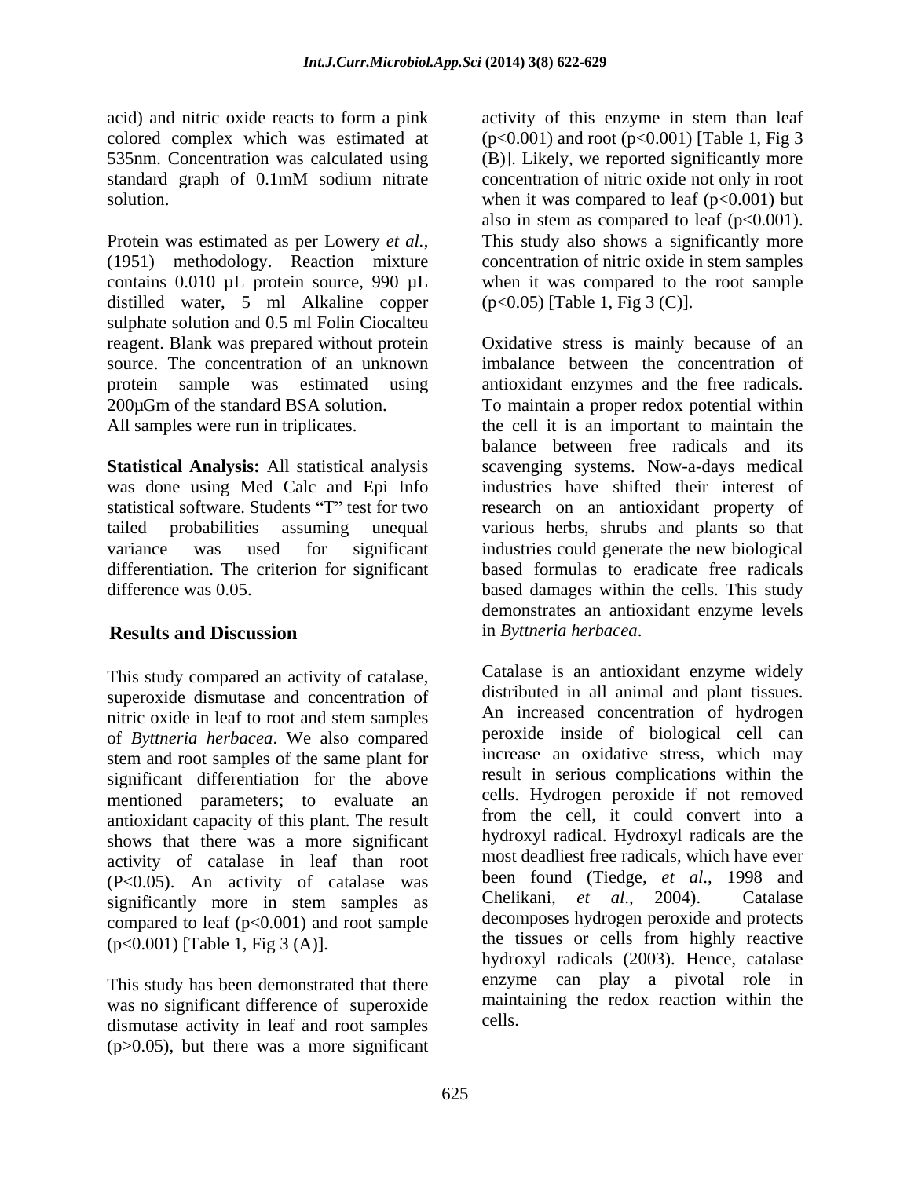acid) and nitric oxide reacts to form a pink colored complex which was estimated at 535nm. Concentration was calculated using standard graph of 0.1mM sodium nitrate solution.

Protein was estimated as per Lowery *et al.*, (1951) methodology. Reaction mixture contains 0.010 µL protein source, 990 µL distilled water, 5 ml Alkaline copper sulphate solution and 0.5 ml Folin Ciocalteu reagent. Blank was prepared without protein source. The concentration of an unknown protein sample was estimated using 200µGm of the standard BSA solution.
All samples were run in triplicates.

**Statistical Analysis:** All statistical analysis was done using Med Calc and Epi Info statistical software. Students "T" test for two tailed probabilities assuming unequal variance was used for significant differentiation. The criterion for significant difference was 0.05.

## Results and Discussion

This study compared an activity of catalase, superoxide dismutase and concentration of nitric oxide in leaf to root and stem samples of *Byttneria herbacea*. We also compared stem and root samples of the same plant for significant differentiation for the above mentioned parameters; to evaluate an antioxidant capacity of this plant. The result shows that there was a more significant activity of catalase in leaf than root ($P<0.05$). An activity of catalase was significantly more in stem samples as compared to leaf ($p<0.001$) and root sample ($p<0.001$) [Table 1, Fig 3 (A)].

This study has been demonstrated that there was no significant difference of superoxide dismutase activity in leaf and root samples ($p>0.05$), but there was a more significant activity of this enzyme in stem than leaf ($p<0.001$) and root ($p<0.001$) [Table 1, Fig 3 (B)]. Likely, we reported significantly more concentration of nitric oxide not only in root when it was compared to leaf ($p<0.001$) but also in stem as compared to leaf ($p<0.001$). This study also shows a significantly more concentration of nitric oxide in stem samples when it was compared to the root sample ($p<0.05$) [Table 1, Fig 3 (C)].

Oxidative stress is mainly because of an imbalance between the concentration of antioxidant enzymes and the free radicals. To maintain a proper redox potential within the cell it is an important to maintain the balance between free radicals and its scavenging systems. Now-a-days medical industries have shifted their interest of research on an antioxidant property of various herbs, shrubs and plants so that industries could generate the new biological based formulas to eradicate free radicals based damages within the cells. This study demonstrates an antioxidant enzyme levels in *Byttneria herbacea*.

Catalase is an antioxidant enzyme widely distributed in all animal and plant tissues. An increased concentration of hydrogen peroxide inside of biological cell can increase an oxidative stress, which may result in serious complications within the cells. Hydrogen peroxide if not removed from the cell, it could convert into a hydroxyl radical. Hydroxyl radicals are the most deadliest free radicals, which have ever been found (Tiedge, *et al*., 1998 and Chelikani, *et al*., 2004). Catalase decomposes hydrogen peroxide and protects the tissues or cells from highly reactive hydroxyl radicals (2003). Hence, catalase enzyme can play a pivotal role in maintaining the redox reaction within the cells.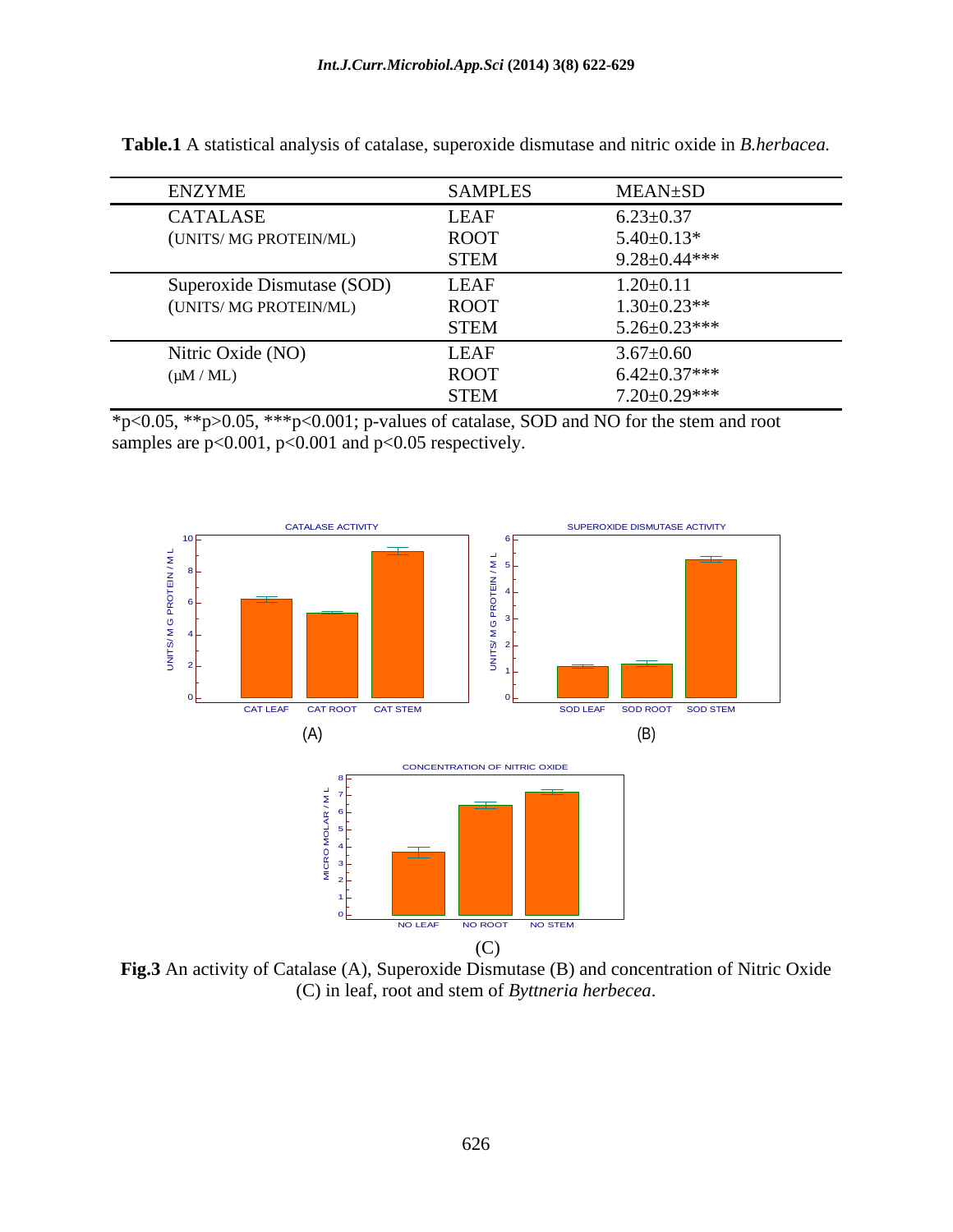**Table.1** A statistical analysis of catalase, superoxide dismutase and nitric oxide in *B.herbacea.*

| ENZYME | SAMPLES | MEAN±SD |
|---|---|---|
| CATALASE (UNITS/ MG PROTEIN/ML) | LEAF | 6.23±0.37 |
| | ROOT | 5.40±0.13* |
| | STEM | 9.28±0.44*** |
| Superoxide Dismutase (SOD) (UNITS/ MG PROTEIN/ML) | LEAF | 1.20±0.11 |
| | ROOT | 1.30±0.23** |
| | STEM | 5.26±0.23*** |
| Nitric Oxide (NO) (μM / ML) | LEAF | 3.67±0.60 |
| | ROOT | 6.42±0.37*** |
| | STEM | 7.20±0.29*** |

*$p<0.05$, **$p>0.05$, ***$p<0.001$; p-values of catalase, SOD and NO for the stem and root samples are $p<0.001$, $p<0.001$ and $p<0.05$ respectively.

**Fig.3** An activity of Catalase (A), Superoxide Dismutase (B) and concentration of Nitric Oxide (C) in leaf, root and stem of *Byttneria herbecea*.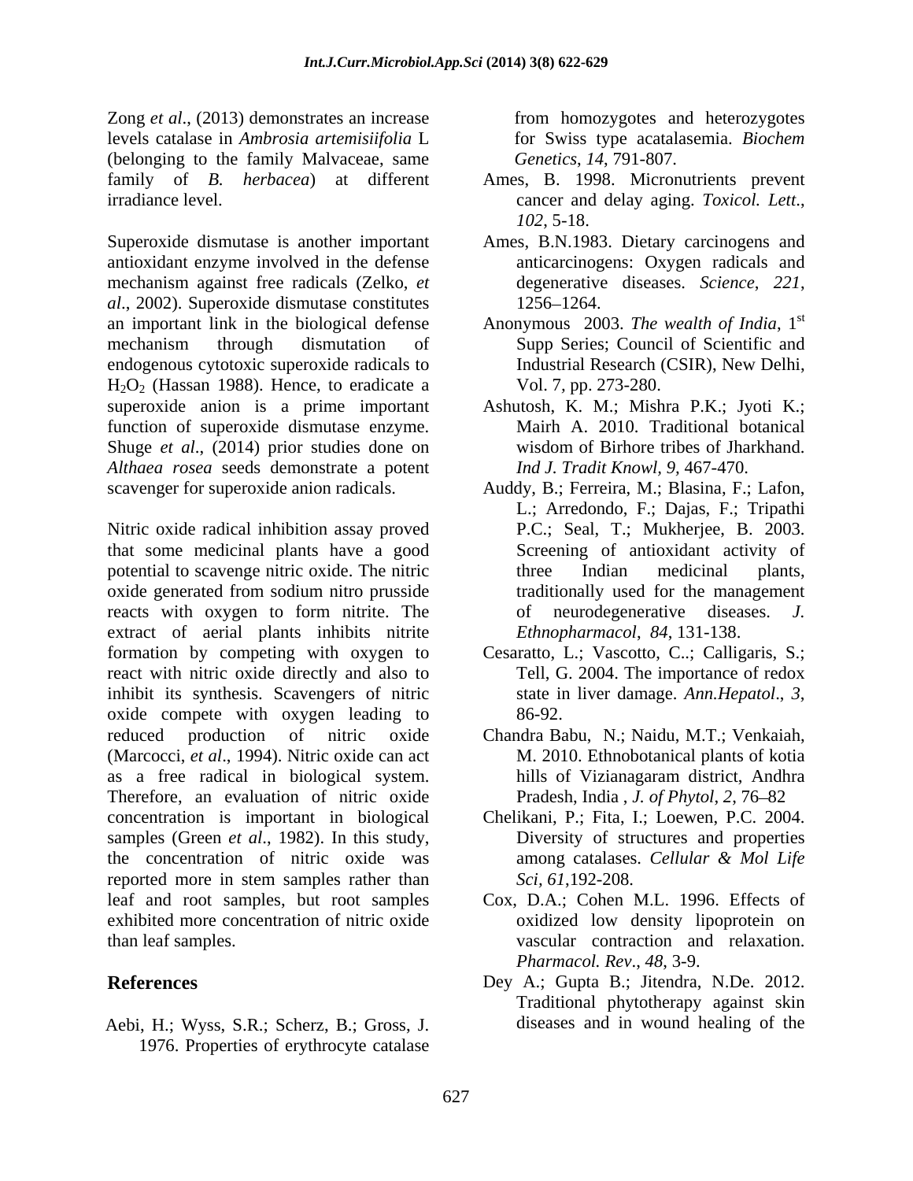Zong *et al*., (2013) demonstrates an increase levels catalase in *Ambrosia artemisiifolia* L (belonging to the family Malvaceae, same family of *B. herbacea*) at different irradiance level.

Superoxide dismutase is another important antioxidant enzyme involved in the defense mechanism against free radicals (Zelko, *et al*., 2002). Superoxide dismutase constitutes an important link in the biological defense mechanism through dismutation of endogenous cytotoxic superoxide radicals to $H_2O_2$ (Hassan 1988). Hence, to eradicate a superoxide anion is a prime important function of superoxide dismutase enzyme. Shuge *et al*., (2014) prior studies done on *Althaea rosea* seeds demonstrate a potent scavenger for superoxide anion radicals.

Nitric oxide radical inhibition assay proved that some medicinal plants have a good potential to scavenge nitric oxide. The nitric oxide generated from sodium nitro prusside reacts with oxygen to form nitrite. The extract of aerial plants inhibits nitrite formation by competing with oxygen to react with nitric oxide directly and also to inhibit its synthesis. Scavengers of nitric oxide compete with oxygen leading to reduced production of nitric oxide (Marcocci, *et al*., 1994). Nitric oxide can act as a free radical in biological system. Therefore, an evaluation of nitric oxide concentration is important in biological samples (Green *et al*., 1982). In this study, the concentration of nitric oxide was reported more in stem samples rather than leaf and root samples, but root samples exhibited more concentration of nitric oxide than leaf samples.

## References

Aebi, H.; Wyss, S.R.; Scherz, B.; Gross, J. 1976. Properties of erythrocyte catalase from homozygotes and heterozygotes for Swiss type acatalasemia. *Biochem Genetics, 14*, 791-807.

Ames, B. 1998. Micronutrients prevent cancer and delay aging. *Toxicol. Lett., 102*, 5-18.

Ames, B.N.1983. Dietary carcinogens and anticarcinogens: Oxygen radicals and degenerative diseases. *Science, 221*, 1256–1264.

Anonymous 2003. *The wealth of India*, 1st Supp Series; Council of Scientific and Industrial Research (CSIR), New Delhi, Vol. 7, pp. 273-280.

Ashutosh, K. M.; Mishra P.K.; Jyoti K.; Mairh A. 2010. Traditional botanical wisdom of Birhore tribes of Jharkhand. *Ind J. Tradit Knowl, 9*, 467-470.

Auddy, B.; Ferreira, M.; Blasina, F.; Lafon, L.; Arredondo, F.; Dajas, F.; Tripathi P.C.; Seal, T.; Mukherjee, B. 2003. Screening of antioxidant activity of three Indian medicinal plants, traditionally used for the management of neurodegenerative diseases. *J. Ethnopharmacol, 84*, 131-138.

Cesaratto, L.; Vascotto, C..; Calligaris, S.; Tell, G. 2004. The importance of redox state in liver damage. *Ann.Hepatol., 3*, 86-92.

Chandra Babu, N.; Naidu, M.T.; Venkaiah, M. 2010. Ethnobotanical plants of kotia hills of Vizianagaram district, Andhra Pradesh, India , *J. of Phytol, 2*, 76–82

Chelikani, P.; Fita, I.; Loewen, P.C. 2004. Diversity of structures and properties among catalases. *Cellular & Mol Life Sci, 61*,192-208.

Cox, D.A.; Cohen M.L. 1996. Effects of oxidized low density lipoprotein on vascular contraction and relaxation. *Pharmacol. Rev., 48*, 3-9.

Dey A.; Gupta B.; Jitendra, N.De. 2012. Traditional phytotherapy against skin diseases and in wound healing of the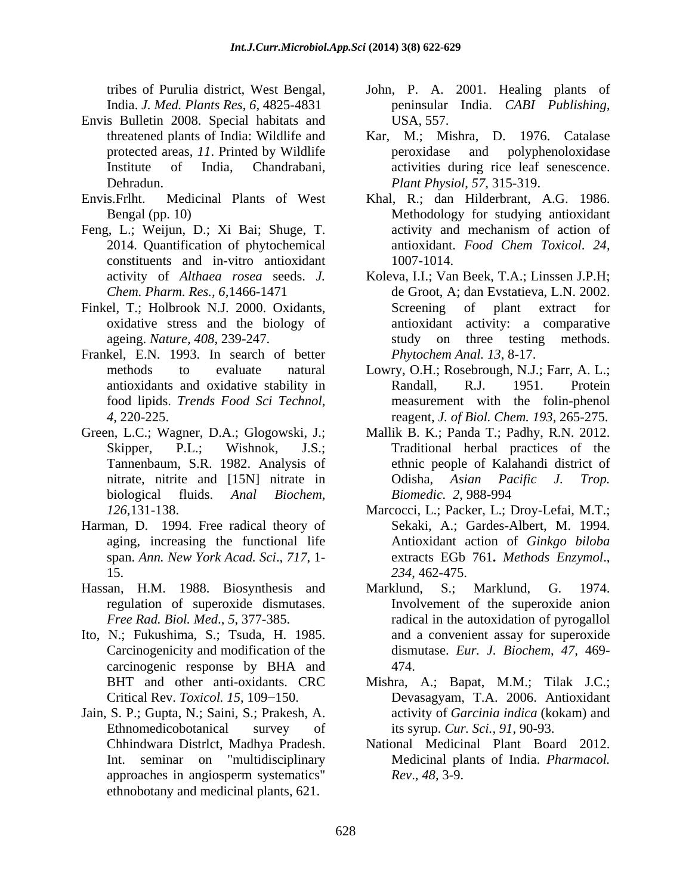tribes of Purulia district, West Bengal, India. *J. Med. Plants Res*, *6*, 4825-4831

Envis Bulletin 2008. Special habitats and threatened plants of India: Wildlife and protected areas, *11*. Printed by Wildlife Institute of India, Chandrabani, Dehradun.

Envis.Frlht. Medicinal Plants of West Bengal (pp. 10)

Feng, L.; Weijun, D.; Xi Bai; Shuge, T. 2014. Quantification of phytochemical constituents and in-vitro antioxidant activity of *Althaea rosea* seeds. *J. Chem. Pharm. Res., 6*,1466-1471

Finkel, T.; Holbrook N.J. 2000. Oxidants, oxidative stress and the biology of ageing. *Nature, 408*, 239-247.

Frankel, E.N. 1993. In search of better methods to evaluate natural antioxidants and oxidative stability in food lipids. *Trends Food Sci Technol*, *4*, 220-225.

Green, L.C.; Wagner, D.A.; Glogowski, J.; Skipper, P.L.; Wishnok, J.S.; Tannenbaum, S.R. 1982. Analysis of nitrate, nitrite and [15N] nitrate in biological fluids. *Anal Biochem*, *126*,131-138.

Harman, D. 1994. Free radical theory of aging, increasing the functional life span. *Ann. New York Acad. Sci*., *717*, 1-15.

Hassan, H.M. 1988. Biosynthesis and regulation of superoxide dismutases. *Free Rad. Biol. Med*., *5*, 377-385.

Ito, N.; Fukushima, S.; Tsuda, H. 1985. Carcinogenicity and modification of the carcinogenic response by BHA and BHT and other anti-oxidants. CRC Critical Rev. *Toxicol. 15*, 109−150.

Jain, S. P.; Gupta, N.; Saini, S.; Prakesh, A. Ethnomedicobotanical survey of Chhindwara Distrlct, Madhya Pradesh. Int. seminar on "multidisciplinary approaches in angiosperm systematics" ethnobotany and medicinal plants, 621.

John, P. A. 2001. Healing plants of peninsular India. *CABI Publishing*, USA, 557.

Kar, M.; Mishra, D. 1976. Catalase peroxidase and polyphenoloxidase activities during rice leaf senescence. *Plant Physiol*, *57,* 315-319.

Khal, R.; dan Hilderbrant, A.G. 1986. Methodology for studying antioxidant activity and mechanism of action of antioxidant. *Food Chem Toxicol*. *24*, 1007-1014.

Koleva, I.I.; Van Beek, T.A.; Linssen J.P.H; de Groot, A; dan Evstatieva, L.N. 2002. Screening of plant extract for antioxidant activity: a comparative study on three testing methods. *Phytochem Anal. 13*, 8-17.

Lowry, O.H.; Rosebrough, N.J.; Farr, A. L.; Randall, R.J. 1951. Protein measurement with the folin-phenol reagent, *J. of Biol. Chem. 193*, 265-275.

Mallik B. K.; Panda T.; Padhy, R.N. 2012. Traditional herbal practices of the ethnic people of Kalahandi district of Odisha, *Asian Pacific J. Trop. Biomedic. 2*, 988-994

Marcocci, L.; Packer, L.; Droy-Lefai, M.T.; Sekaki, A.; Gardes-Albert, M. 1994. Antioxidant action of *Ginkgo biloba* extracts EGb 761**.** *Methods Enzymol*., *234*, 462-475.

Marklund, S.; Marklund, G. 1974. Involvement of the superoxide anion radical in the autoxidation of pyrogallol and a convenient assay for superoxide dismutase. *Eur. J. Biochem*, *47*, 469-474.

Mishra, A.; Bapat, M.M.; Tilak J.C.; Devasagyam, T.A. 2006. Antioxidant activity of *Garcinia indica* (kokam) and its syrup. *Cur. Sci.*, *91*, 90-93.

National Medicinal Plant Board 2012. Medicinal plants of India. *Pharmacol. Rev*., *48*, 3-9.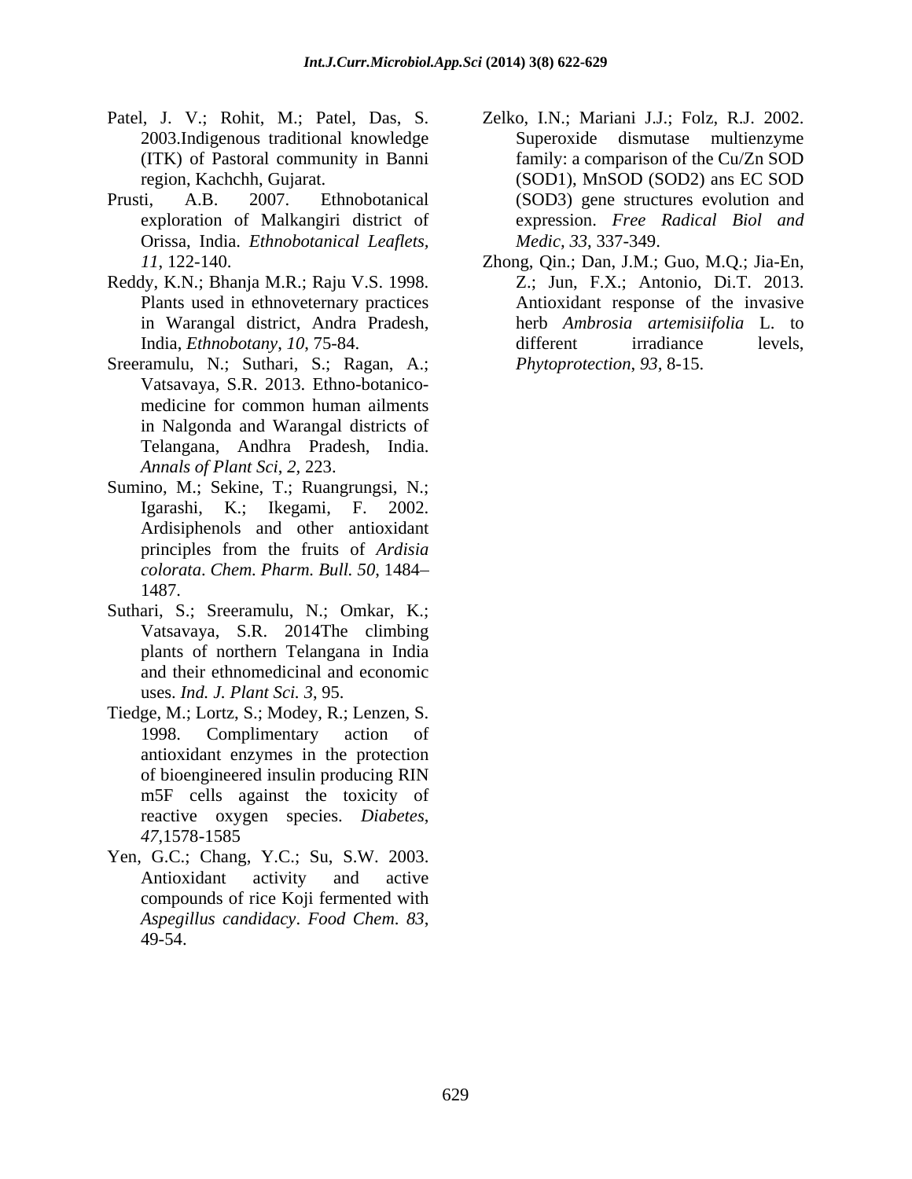Patel, J. V.; Rohit, M.; Patel, Das, S. 2003.Indigenous traditional knowledge (ITK) of Pastoral community in Banni region, Kachchh, Gujarat.

Prusti, A.B. 2007. Ethnobotanical exploration of Malkangiri district of Orissa, India. *Ethnobotanical Leaflets, 11*, 122-140.

Reddy, K.N.; Bhanja M.R.; Raju V.S. 1998. Plants used in ethnoveternary practices in Warangal district, Andra Pradesh, India, *Ethnobotany*, *10,* 75-84.

Sreeramulu, N.; Suthari, S.; Ragan, A.; Vatsavaya, S.R. 2013. Ethno-botanico-medicine for common human ailments in Nalgonda and Warangal districts of Telangana, Andhra Pradesh, India. *Annals of Plant Sci*, *2,* 223.

Sumino, M.; Sekine, T.; Ruangrungsi, N.; Igarashi, K.; Ikegami, F. 2002. Ardisiphenols and other antioxidant principles from the fruits of *Ardisia colorata*. *Chem. Pharm. Bull. 50*, 1484–1487.

Suthari, S.; Sreeramulu, N.; Omkar, K.; Vatsavaya, S.R. 2014The climbing plants of northern Telangana in India and their ethnomedicinal and economic uses. *Ind. J. Plant Sci. 3*, 95.

Tiedge, M.; Lortz, S.; Modey, R.; Lenzen, S. 1998. Complimentary action of antioxidant enzymes in the protection of bioengineered insulin producing RIN m5F cells against the toxicity of reactive oxygen species. *Diabetes*, *47*,1578-1585

Yen, G.C.; Chang, Y.C.; Su, S.W. 2003. Antioxidant activity and active compounds of rice Koji fermented with *Aspegillus candidacy*. *Food Chem. 83*, 49-54.

Zelko, I.N.; Mariani J.J.; Folz, R.J. 2002. Superoxide dismutase multienzyme family: a comparison of the Cu/Zn SOD (SOD1), MnSOD (SOD2) ans EC SOD (SOD3) gene structures evolution and expression. *Free Radical Biol and Medic, 33*, 337-349.

Zhong, Qin.; Dan, J.M.; Guo, M.Q.; Jia-En, Z.; Jun, F.X.; Antonio, Di.T. 2013. Antioxidant response of the invasive herb *Ambrosia artemisiifolia* L. to different irradiance levels, *Phytoprotection*, *93,* 8-15.